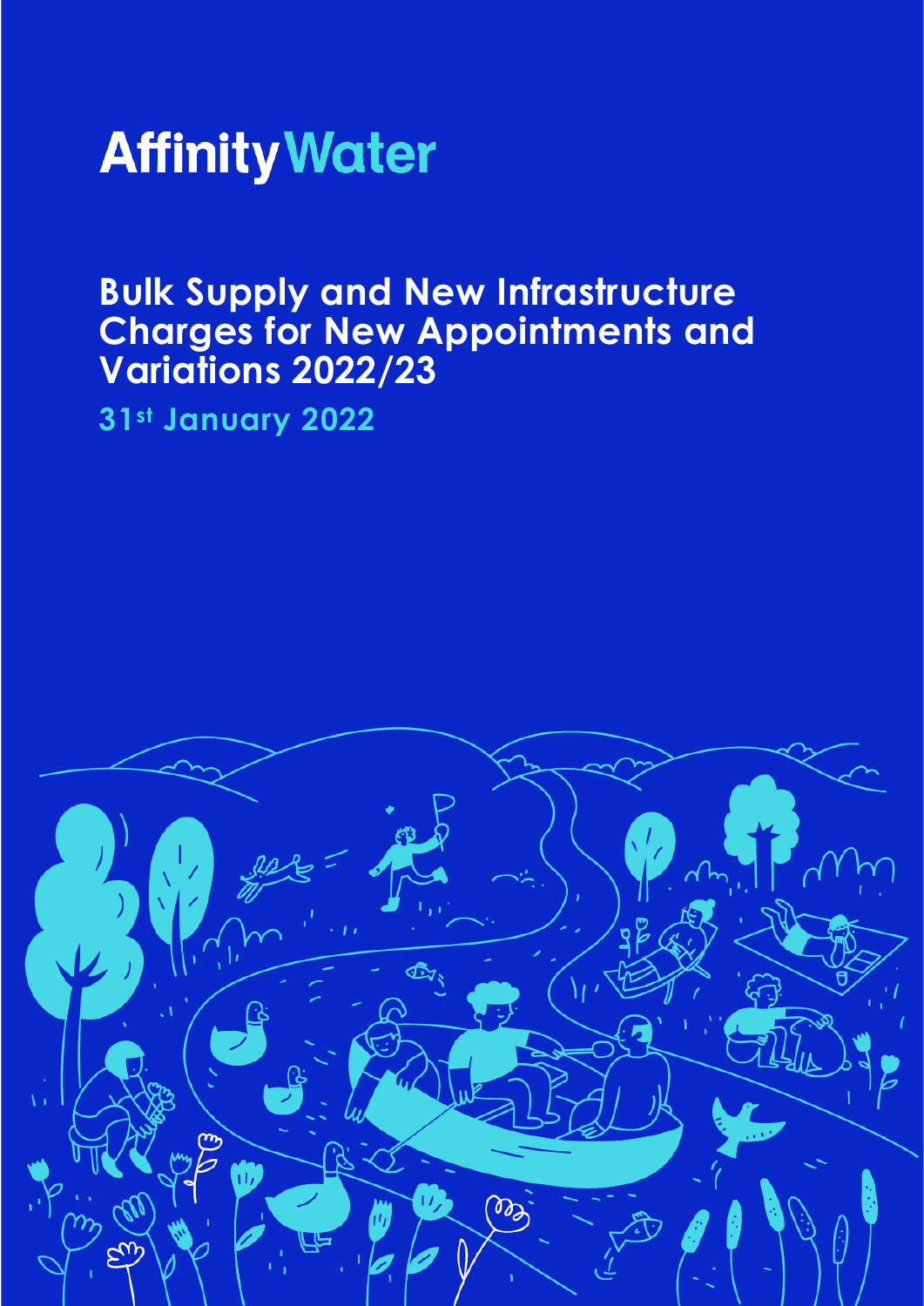# Affinity Water

## Bulk Supply and New Infrastructure Charges for New Appointments and Variations 2022/23

**31st January 2022**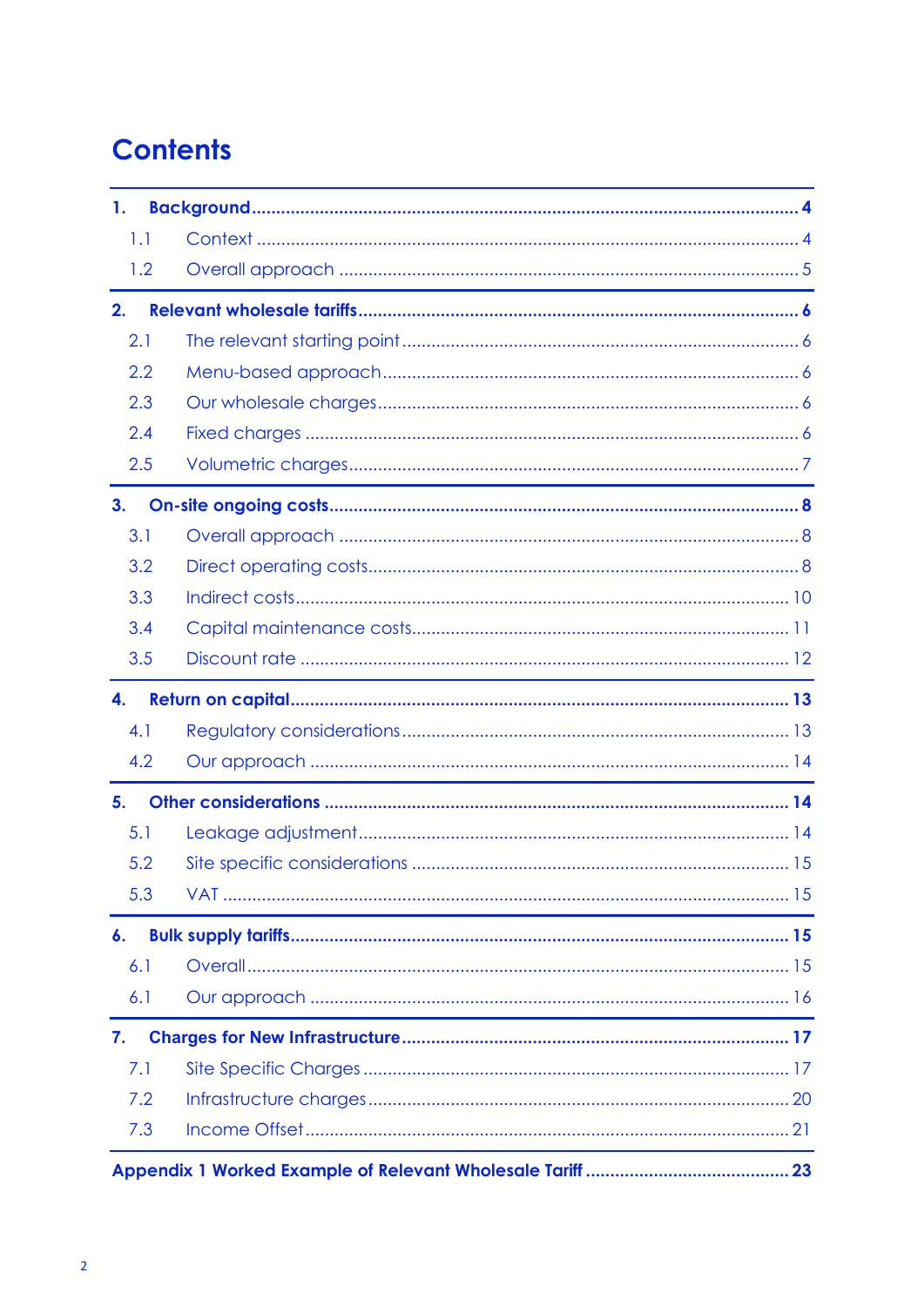# Contents

| | | |
|---|---|---|
| **1.** | **Background** | **4** |
| 1.1 | Context | 4 |
| 1.2 | Overall approach | 5 |
| **2.** | **Relevant wholesale tariffs** | **6** |
| 2.1 | The relevant starting point | 6 |
| 2.2 | Menu-based approach | 6 |
| 2.3 | Our wholesale charges | 6 |
| 2.4 | Fixed charges | 6 |
| 2.5 | Volumetric charges | 7 |
| **3.** | **On-site ongoing costs** | **8** |
| 3.1 | Overall approach | 8 |
| 3.2 | Direct operating costs | 8 |
| 3.3 | Indirect costs | 10 |
| 3.4 | Capital maintenance costs | 11 |
| 3.5 | Discount rate | 12 |
| **4.** | **Return on capital** | **13** |
| 4.1 | Regulatory considerations | 13 |
| 4.2 | Our approach | 14 |
| **5.** | **Other considerations** | **14** |
| 5.1 | Leakage adjustment | 14 |
| 5.2 | Site specific considerations | 15 |
| 5.3 | VAT | 15 |
| **6.** | **Bulk supply tariffs** | **15** |
| 6.1 | Overall | 15 |
| 6.1 | Our approach | 16 |
| **7.** | **Charges for New Infrastructure** | **17** |
| 7.1 | Site Specific Charges | 17 |
| 7.2 | Infrastructure charges | 20 |
| 7.3 | Income Offset | 21 |
| **Appendix 1 Worked Example of Relevant Wholesale Tariff** | | **23** |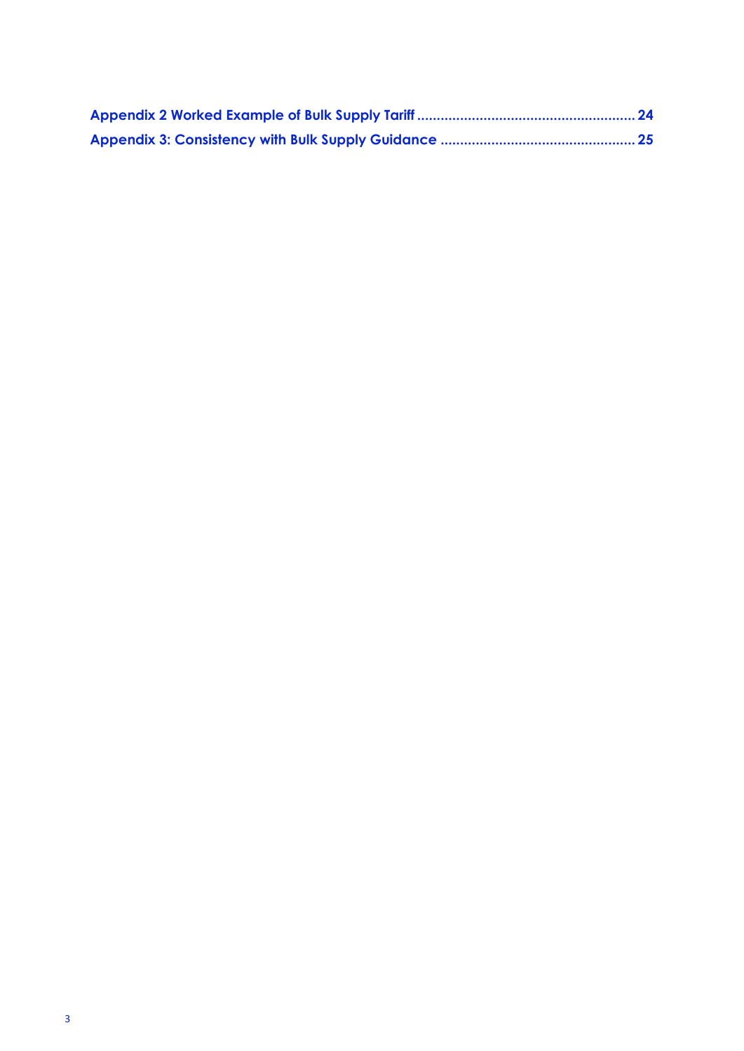**Appendix 2 Worked Example of Bulk Supply Tariff .................................................. 24**

**Appendix 3: Consistency with Bulk Supply Guidance ............................................. 25**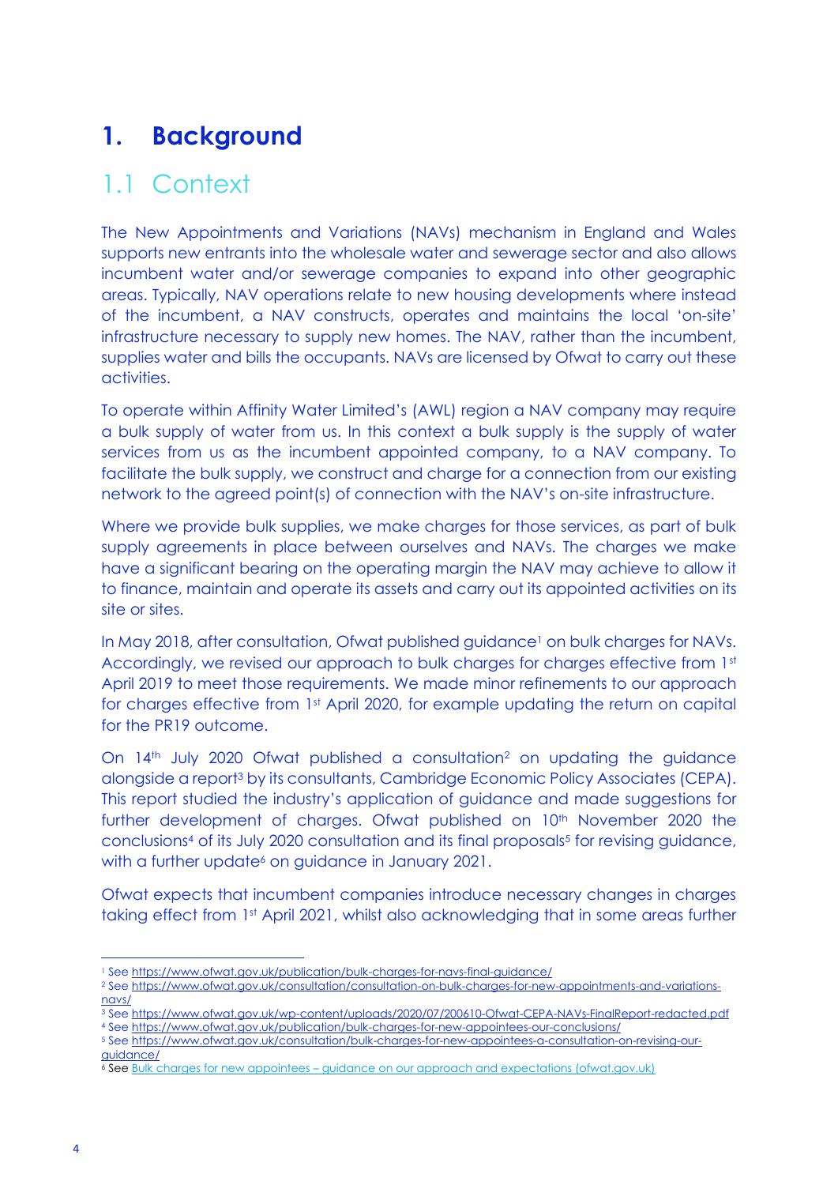# 1. Background

## 1.1 Context

The New Appointments and Variations (NAVs) mechanism in England and Wales supports new entrants into the wholesale water and sewerage sector and also allows incumbent water and/or sewerage companies to expand into other geographic areas. Typically, NAV operations relate to new housing developments where instead of the incumbent, a NAV constructs, operates and maintains the local 'on-site' infrastructure necessary to supply new homes. The NAV, rather than the incumbent, supplies water and bills the occupants. NAVs are licensed by Ofwat to carry out these activities.

To operate within Affinity Water Limited's (AWL) region a NAV company may require a bulk supply of water from us. In this context a bulk supply is the supply of water services from us as the incumbent appointed company, to a NAV company. To facilitate the bulk supply, we construct and charge for a connection from our existing network to the agreed point(s) of connection with the NAV's on-site infrastructure.

Where we provide bulk supplies, we make charges for those services, as part of bulk supply agreements in place between ourselves and NAVs. The charges we make have a significant bearing on the operating margin the NAV may achieve to allow it to finance, maintain and operate its assets and carry out its appointed activities on its site or sites.

In May 2018, after consultation, Ofwat published guidance[1] on bulk charges for NAVs. Accordingly, we revised our approach to bulk charges for charges effective from 1st April 2019 to meet those requirements. We made minor refinements to our approach for charges effective from 1st April 2020, for example updating the return on capital for the PR19 outcome.

On 14th July 2020 Ofwat published a consultation[2] on updating the guidance alongside a report[3] by its consultants, Cambridge Economic Policy Associates (CEPA). This report studied the industry's application of guidance and made suggestions for further development of charges. Ofwat published on 10th November 2020 the conclusions[4] of its July 2020 consultation and its final proposals[5] for revising guidance, with a further update[6] on guidance in January 2021.

Ofwat expects that incumbent companies introduce necessary changes in charges taking effect from 1st April 2021, whilst also acknowledging that in some areas further

---

[1] See https://www.ofwat.gov.uk/publication/bulk-charges-for-navs-final-guidance/

[2] See https://www.ofwat.gov.uk/consultation/consultation-on-bulk-charges-for-new-appointments-and-variations-navs/

[3] See https://www.ofwat.gov.uk/wp-content/uploads/2020/07/200610-Ofwat-CEPA-NAVs-FinalReport-redacted.pdf

[4] See https://www.ofwat.gov.uk/publication/bulk-charges-for-new-appointees-our-conclusions/

[5] See https://www.ofwat.gov.uk/consultation/bulk-charges-for-new-appointees-a-consultation-on-revising-our-guidance/

[6] See Bulk charges for new appointees – guidance on our approach and expectations (ofwat.gov.uk)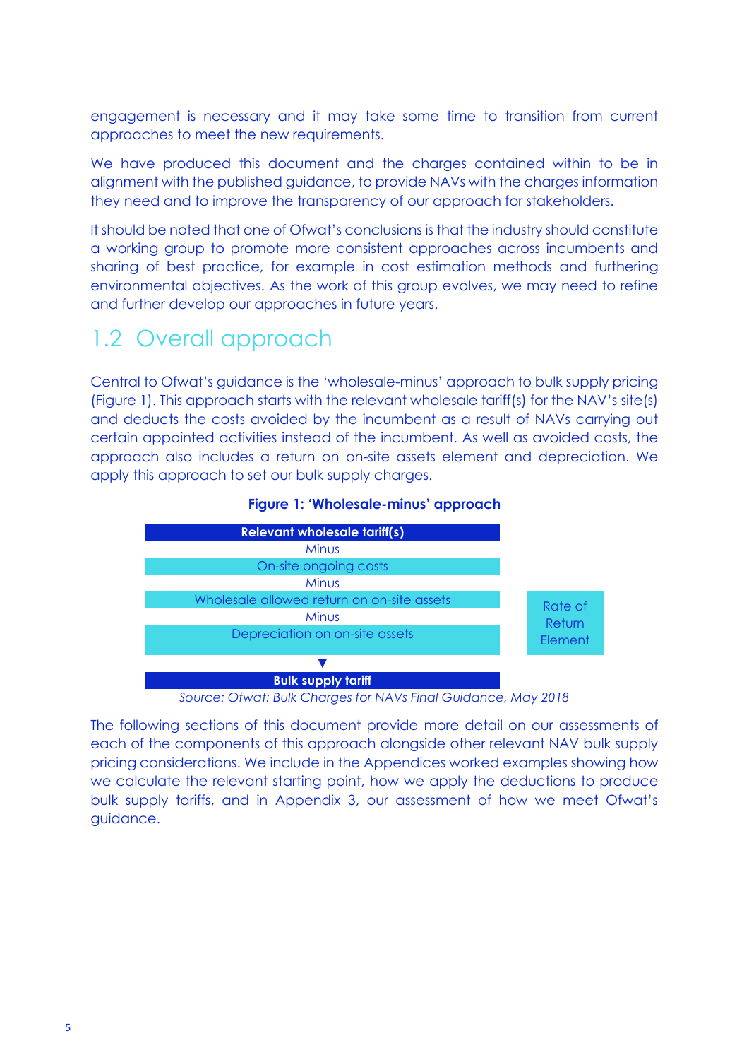engagement is necessary and it may take some time to transition from current approaches to meet the new requirements.

We have produced this document and the charges contained within to be in alignment with the published guidance, to provide NAVs with the charges information they need and to improve the transparency of our approach for stakeholders.

It should be noted that one of Ofwat's conclusions is that the industry should constitute a working group to promote more consistent approaches across incumbents and sharing of best practice, for example in cost estimation methods and furthering environmental objectives. As the work of this group evolves, we may need to refine and further develop our approaches in future years.

## 1.2 Overall approach

Central to Ofwat's guidance is the 'wholesale-minus' approach to bulk supply pricing (Figure 1). This approach starts with the relevant wholesale tariff(s) for the NAV's site(s) and deducts the costs avoided by the incumbent as a result of NAVs carrying out certain appointed activities instead of the incumbent. As well as avoided costs, the approach also includes a return on on-site assets element and depreciation. We apply this approach to set our bulk supply charges.

**Figure 1: 'Wholesale-minus' approach**

| | |
|---|---|
| **Relevant wholesale tariff(s)** | |
| Minus | |
| On-site ongoing costs | |
| Minus | |
| Wholesale allowed return on on-site assets | Rate of Return Element |
| Minus | Rate of Return Element |
| Depreciation on on-site assets | Rate of Return Element |
| ▼ | |
| **Bulk supply tariff** | |

*Source: Ofwat: Bulk Charges for NAVs Final Guidance, May 2018*

The following sections of this document provide more detail on our assessments of each of the components of this approach alongside other relevant NAV bulk supply pricing considerations. We include in the Appendices worked examples showing how we calculate the relevant starting point, how we apply the deductions to produce bulk supply tariffs, and in Appendix 3, our assessment of how we meet Ofwat's guidance.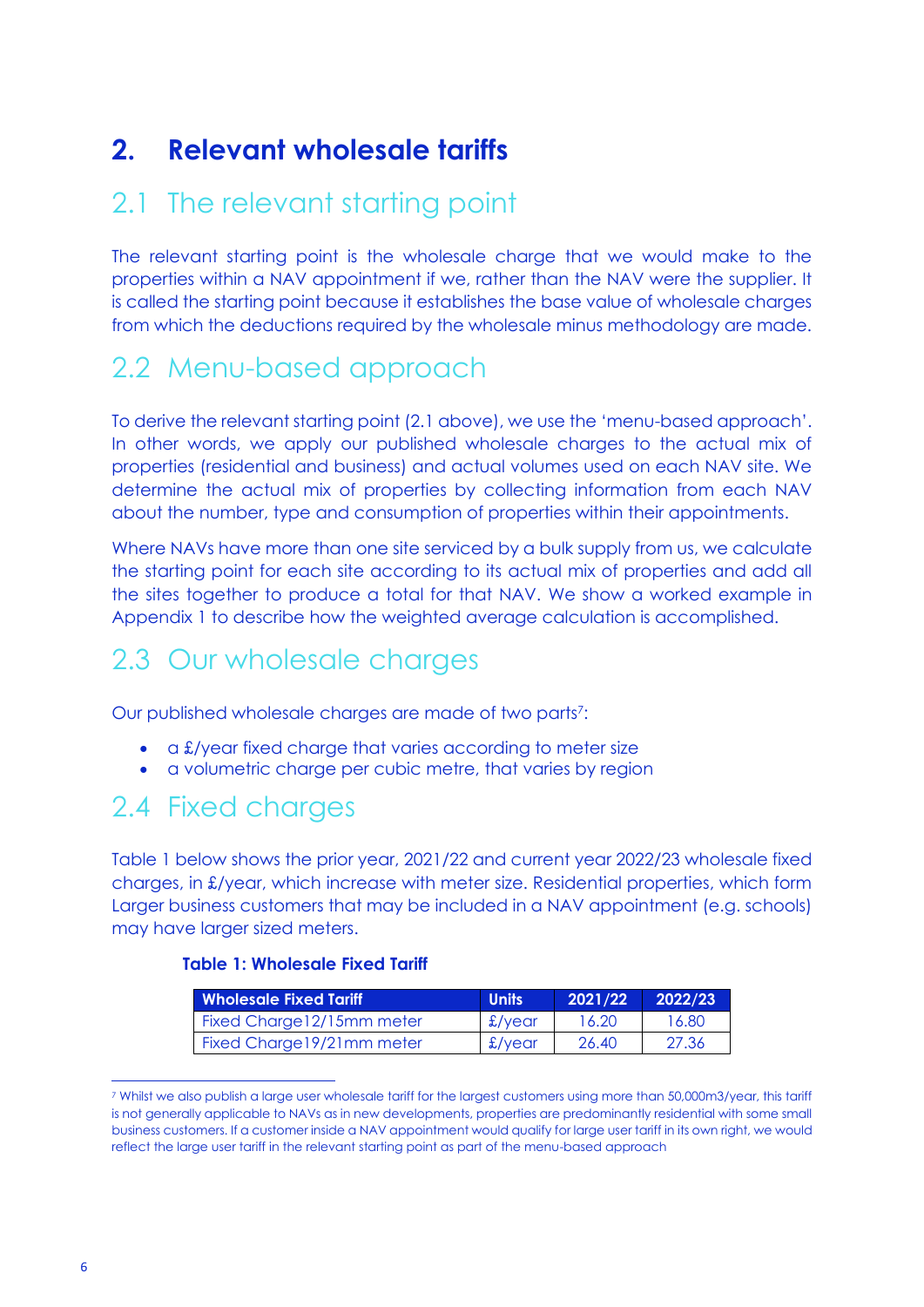# 2. Relevant wholesale tariffs

## 2.1 The relevant starting point

The relevant starting point is the wholesale charge that we would make to the properties within a NAV appointment if we, rather than the NAV were the supplier. It is called the starting point because it establishes the base value of wholesale charges from which the deductions required by the wholesale minus methodology are made.

## 2.2 Menu-based approach

To derive the relevant starting point (2.1 above), we use the 'menu-based approach'. In other words, we apply our published wholesale charges to the actual mix of properties (residential and business) and actual volumes used on each NAV site. We determine the actual mix of properties by collecting information from each NAV about the number, type and consumption of properties within their appointments.

Where NAVs have more than one site serviced by a bulk supply from us, we calculate the starting point for each site according to its actual mix of properties and add all the sites together to produce a total for that NAV. We show a worked example in Appendix 1 to describe how the weighted average calculation is accomplished.

## 2.3 Our wholesale charges

Our published wholesale charges are made of two parts[7]:

- a £/year fixed charge that varies according to meter size
- a volumetric charge per cubic metre, that varies by region

## 2.4 Fixed charges

Table 1 below shows the prior year, 2021/22 and current year 2022/23 wholesale fixed charges, in £/year, which increase with meter size. Residential properties, which form Larger business customers that may be included in a NAV appointment (e.g. schools) may have larger sized meters.

**Table 1: Wholesale Fixed Tariff**

| Wholesale Fixed Tariff | Units | 2021/22 | 2022/23 |
|---|---|---|---|
| Fixed Charge12/15mm meter | £/year | 16.20 | 16.80 |
| Fixed Charge19/21mm meter | £/year | 26.40 | 27.36 |

[7] Whilst we also publish a large user wholesale tariff for the largest customers using more than 50,000m3/year, this tariff is not generally applicable to NAVs as in new developments, properties are predominantly residential with some small business customers. If a customer inside a NAV appointment would qualify for large user tariff in its own right, we would reflect the large user tariff in the relevant starting point as part of the menu-based approach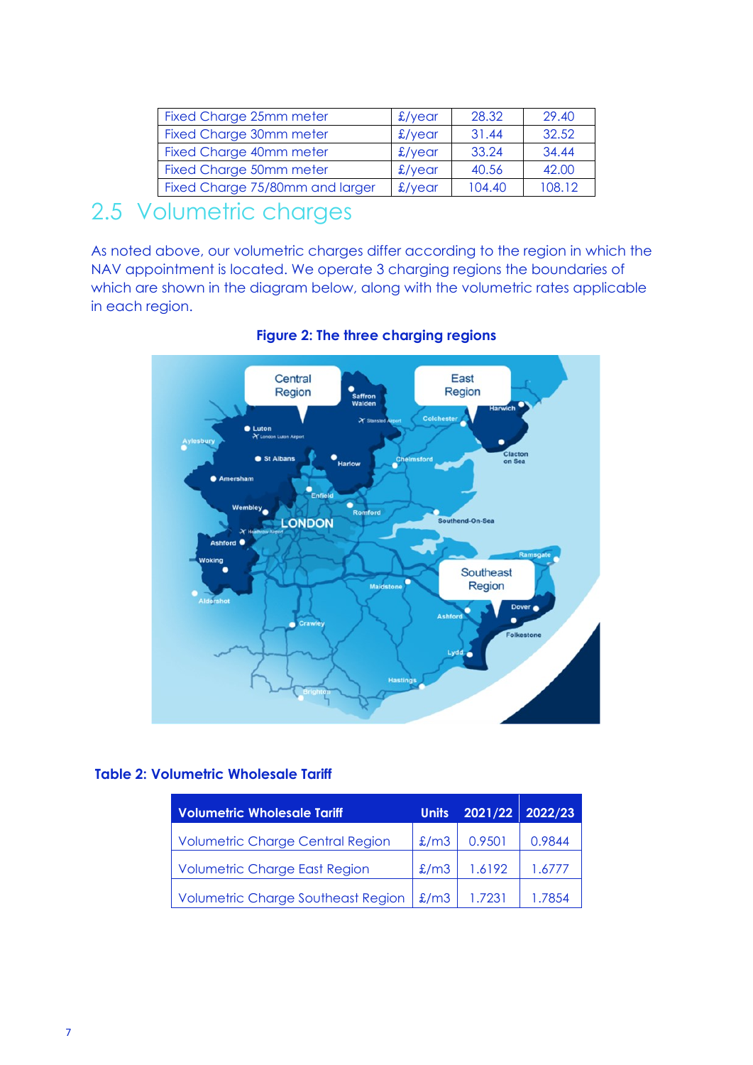| Fixed Charge 25mm meter | £/year | 28.32 | 29.40 |
|---|---|---|---|
| Fixed Charge 30mm meter | £/year | 31.44 | 32.52 |
| Fixed Charge 40mm meter | £/year | 33.24 | 34.44 |
| Fixed Charge 50mm meter | £/year | 40.56 | 42.00 |
| Fixed Charge 75/80mm and larger | £/year | 104.40 | 108.12 |

## 2.5 Volumetric charges

As noted above, our volumetric charges differ according to the region in which the NAV appointment is located. We operate 3 charging regions the boundaries of which are shown in the diagram below, along with the volumetric rates applicable in each region.

**Figure 2: The three charging regions**

**Table 2: Volumetric Wholesale Tariff**

| Volumetric Wholesale Tariff | Units | 2021/22 | 2022/23 |
|---|---|---|---|
| Volumetric Charge Central Region | £/m3 | 0.9501 | 0.9844 |
| Volumetric Charge East Region | £/m3 | 1.6192 | 1.6777 |
| Volumetric Charge Southeast Region | £/m3 | 1.7231 | 1.7854 |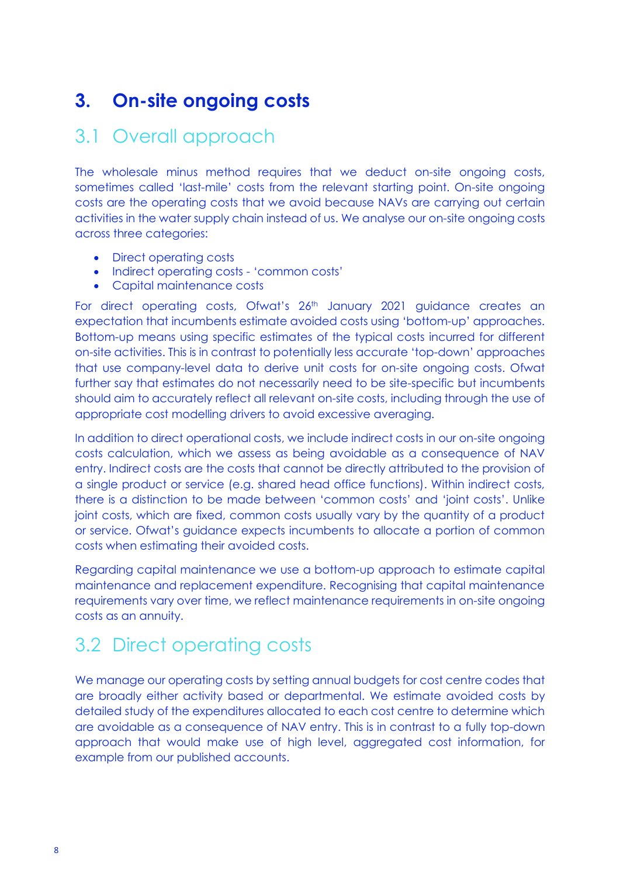# 3. On-site ongoing costs

## 3.1 Overall approach

The wholesale minus method requires that we deduct on-site ongoing costs, sometimes called 'last-mile' costs from the relevant starting point. On-site ongoing costs are the operating costs that we avoid because NAVs are carrying out certain activities in the water supply chain instead of us. We analyse our on-site ongoing costs across three categories:

- Direct operating costs
- Indirect operating costs - 'common costs'
- Capital maintenance costs

For direct operating costs, Ofwat's 26th January 2021 guidance creates an expectation that incumbents estimate avoided costs using 'bottom-up' approaches. Bottom-up means using specific estimates of the typical costs incurred for different on-site activities. This is in contrast to potentially less accurate 'top-down' approaches that use company-level data to derive unit costs for on-site ongoing costs. Ofwat further say that estimates do not necessarily need to be site-specific but incumbents should aim to accurately reflect all relevant on-site costs, including through the use of appropriate cost modelling drivers to avoid excessive averaging.

In addition to direct operational costs, we include indirect costs in our on-site ongoing costs calculation, which we assess as being avoidable as a consequence of NAV entry. Indirect costs are the costs that cannot be directly attributed to the provision of a single product or service (e.g. shared head office functions). Within indirect costs, there is a distinction to be made between 'common costs' and 'joint costs'. Unlike joint costs, which are fixed, common costs usually vary by the quantity of a product or service. Ofwat's guidance expects incumbents to allocate a portion of common costs when estimating their avoided costs.

Regarding capital maintenance we use a bottom-up approach to estimate capital maintenance and replacement expenditure. Recognising that capital maintenance requirements vary over time, we reflect maintenance requirements in on-site ongoing costs as an annuity.

## 3.2 Direct operating costs

We manage our operating costs by setting annual budgets for cost centre codes that are broadly either activity based or departmental. We estimate avoided costs by detailed study of the expenditures allocated to each cost centre to determine which are avoidable as a consequence of NAV entry. This is in contrast to a fully top-down approach that would make use of high level, aggregated cost information, for example from our published accounts.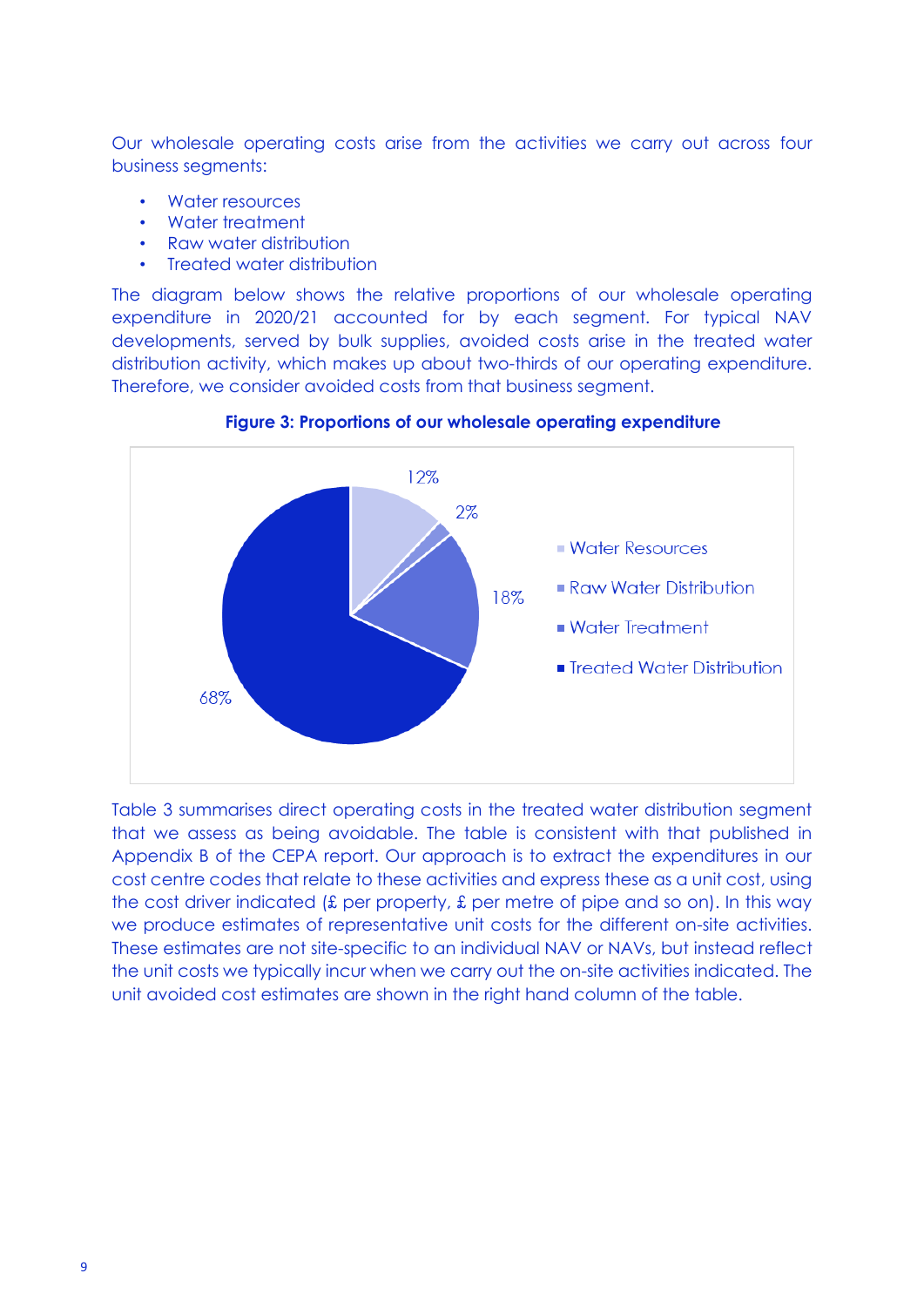Our wholesale operating costs arise from the activities we carry out across four business segments:

- Water resources
- Water treatment
- Raw water distribution
- Treated water distribution

The diagram below shows the relative proportions of our wholesale operating expenditure in 2020/21 accounted for by each segment. For typical NAV developments, served by bulk supplies, avoided costs arise in the treated water distribution activity, which makes up about two-thirds of our operating expenditure. Therefore, we consider avoided costs from that business segment.

**Figure 3: Proportions of our wholesale operating expenditure**

| Segment | Proportion |
|---|---|
| Water Resources | 12% |
| Raw Water Distribution | 2% |
| Water Treatment | 18% |
| Treated Water Distribution | 68% |

Table 3 summarises direct operating costs in the treated water distribution segment that we assess as being avoidable. The table is consistent with that published in Appendix B of the CEPA report. Our approach is to extract the expenditures in our cost centre codes that relate to these activities and express these as a unit cost, using the cost driver indicated (£ per property, £ per metre of pipe and so on). In this way we produce estimates of representative unit costs for the different on-site activities. These estimates are not site-specific to an individual NAV or NAVs, but instead reflect the unit costs we typically incur when we carry out the on-site activities indicated. The unit avoided cost estimates are shown in the right hand column of the table.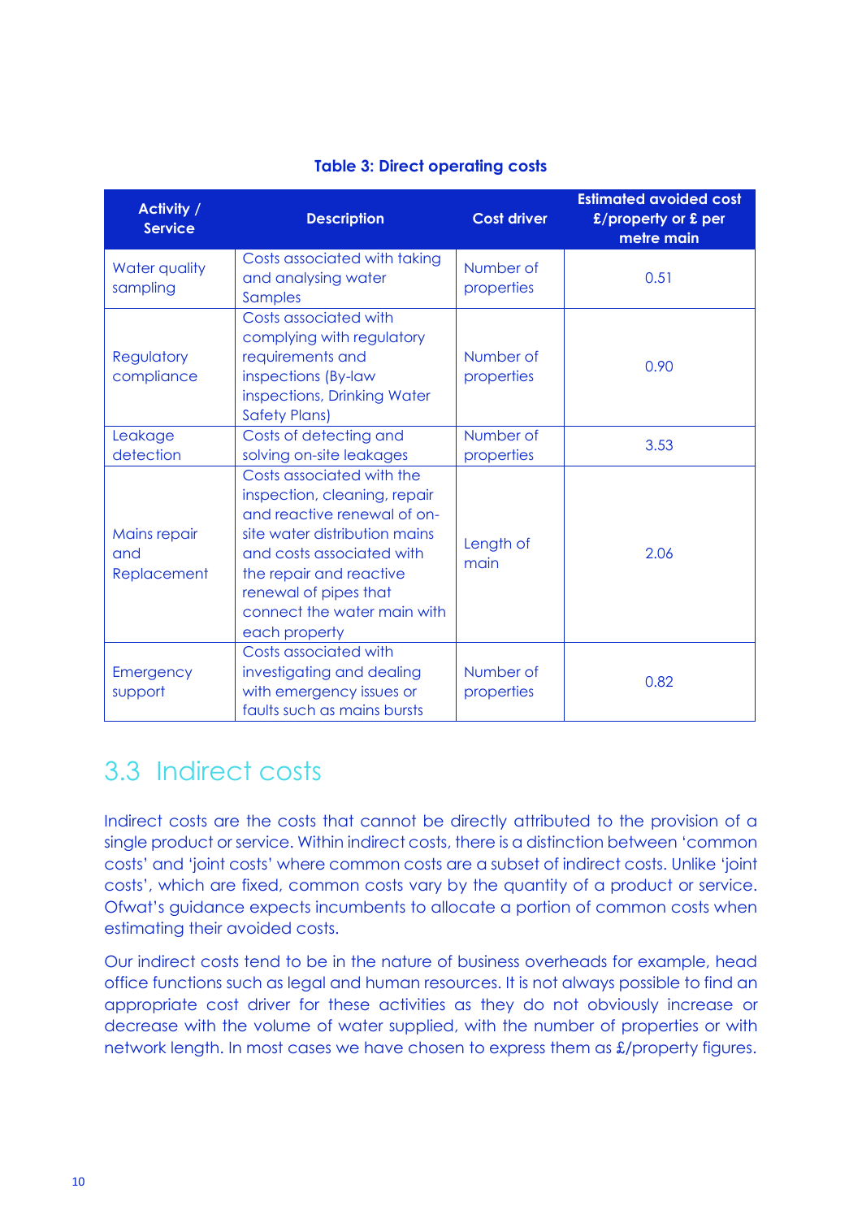**Table 3: Direct operating costs**

| Activity / Service | Description | Cost driver | Estimated avoided cost £/property or £ per metre main |
|---|---|---|---|
| Water quality sampling | Costs associated with taking and analysing water Samples | Number of properties | 0.51 |
| Regulatory compliance | Costs associated with complying with regulatory requirements and inspections (By-law inspections, Drinking Water Safety Plans) | Number of properties | 0.90 |
| Leakage detection | Costs of detecting and solving on-site leakages | Number of properties | 3.53 |
| Mains repair and Replacement | Costs associated with the inspection, cleaning, repair and reactive renewal of on-site water distribution mains and costs associated with the repair and reactive renewal of pipes that connect the water main with each property | Length of main | 2.06 |
| Emergency support | Costs associated with investigating and dealing with emergency issues or faults such as mains bursts | Number of properties | 0.82 |

## 3.3 Indirect costs

Indirect costs are the costs that cannot be directly attributed to the provision of a single product or service. Within indirect costs, there is a distinction between 'common costs' and 'joint costs' where common costs are a subset of indirect costs. Unlike 'joint costs', which are fixed, common costs vary by the quantity of a product or service. Ofwat's guidance expects incumbents to allocate a portion of common costs when estimating their avoided costs.

Our indirect costs tend to be in the nature of business overheads for example, head office functions such as legal and human resources. It is not always possible to find an appropriate cost driver for these activities as they do not obviously increase or decrease with the volume of water supplied, with the number of properties or with network length. In most cases we have chosen to express them as £/property figures.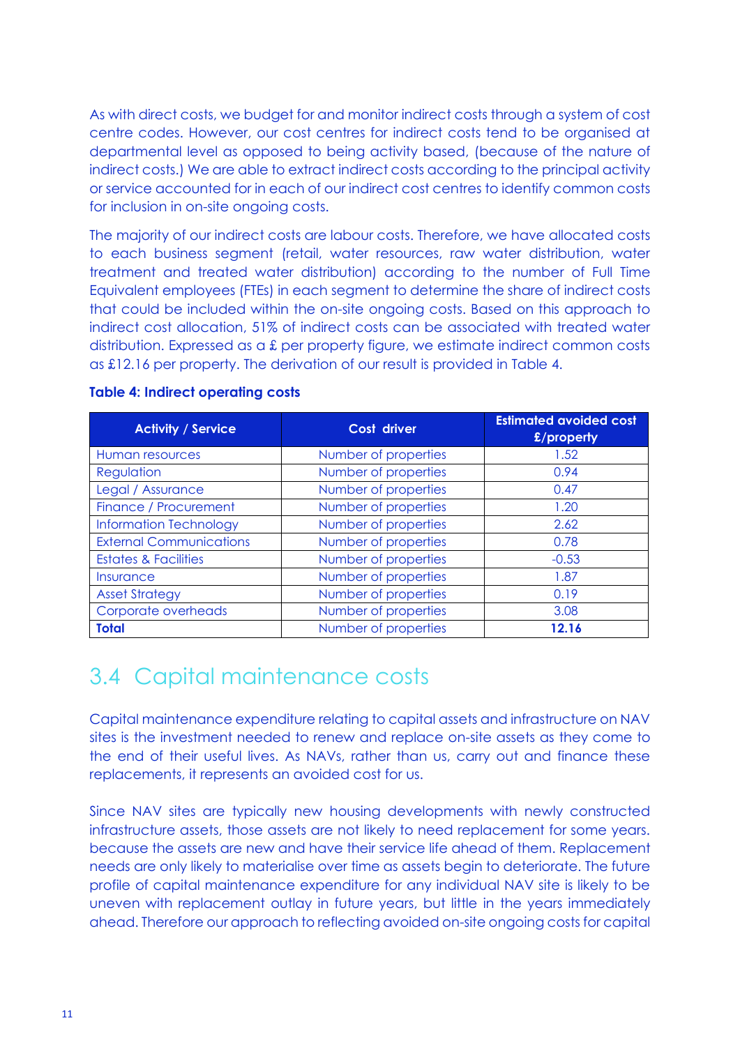As with direct costs, we budget for and monitor indirect costs through a system of cost centre codes. However, our cost centres for indirect costs tend to be organised at departmental level as opposed to being activity based, (because of the nature of indirect costs.) We are able to extract indirect costs according to the principal activity or service accounted for in each of our indirect cost centres to identify common costs for inclusion in on-site ongoing costs.

The majority of our indirect costs are labour costs. Therefore, we have allocated costs to each business segment (retail, water resources, raw water distribution, water treatment and treated water distribution) according to the number of Full Time Equivalent employees (FTEs) in each segment to determine the share of indirect costs that could be included within the on-site ongoing costs. Based on this approach to indirect cost allocation, 51% of indirect costs can be associated with treated water distribution. Expressed as a £ per property figure, we estimate indirect common costs as £12.16 per property. The derivation of our result is provided in Table 4.

**Table 4: Indirect operating costs**

| Activity / Service | Cost driver | Estimated avoided cost £/property |
|---|---|---|
| Human resources | Number of properties | 1.52 |
| Regulation | Number of properties | 0.94 |
| Legal / Assurance | Number of properties | 0.47 |
| Finance / Procurement | Number of properties | 1.20 |
| Information Technology | Number of properties | 2.62 |
| External Communications | Number of properties | 0.78 |
| Estates & Facilities | Number of properties | -0.53 |
| Insurance | Number of properties | 1.87 |
| Asset Strategy | Number of properties | 0.19 |
| Corporate overheads | Number of properties | 3.08 |
| **Total** | Number of properties | **12.16** |

## 3.4 Capital maintenance costs

Capital maintenance expenditure relating to capital assets and infrastructure on NAV sites is the investment needed to renew and replace on-site assets as they come to the end of their useful lives. As NAVs, rather than us, carry out and finance these replacements, it represents an avoided cost for us.

Since NAV sites are typically new housing developments with newly constructed infrastructure assets, those assets are not likely to need replacement for some years. because the assets are new and have their service life ahead of them. Replacement needs are only likely to materialise over time as assets begin to deteriorate. The future profile of capital maintenance expenditure for any individual NAV site is likely to be uneven with replacement outlay in future years, but little in the years immediately ahead. Therefore our approach to reflecting avoided on-site ongoing costs for capital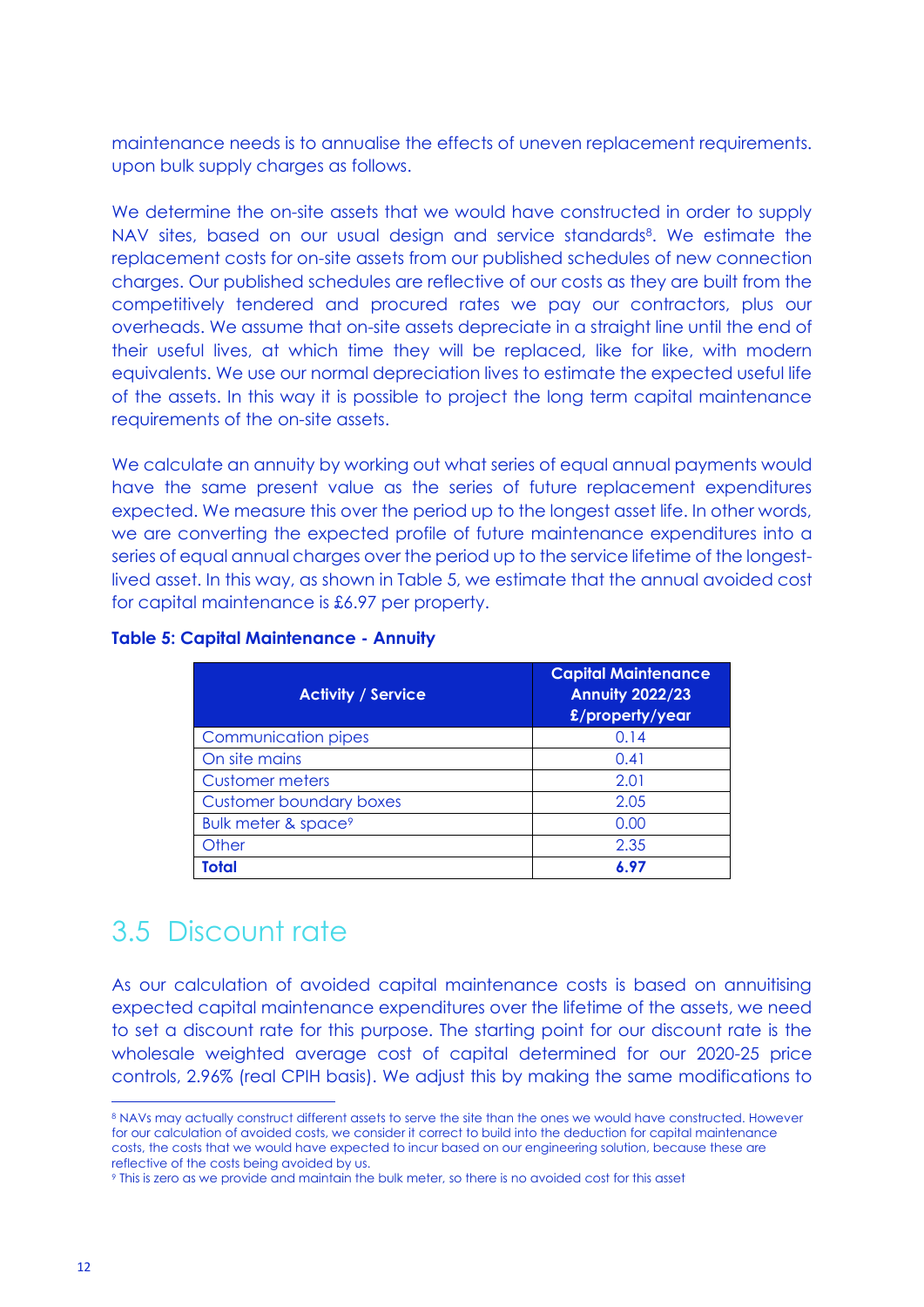maintenance needs is to annualise the effects of uneven replacement requirements. upon bulk supply charges as follows.

We determine the on-site assets that we would have constructed in order to supply NAV sites, based on our usual design and service standards[8]. We estimate the replacement costs for on-site assets from our published schedules of new connection charges. Our published schedules are reflective of our costs as they are built from the competitively tendered and procured rates we pay our contractors, plus our overheads. We assume that on-site assets depreciate in a straight line until the end of their useful lives, at which time they will be replaced, like for like, with modern equivalents. We use our normal depreciation lives to estimate the expected useful life of the assets. In this way it is possible to project the long term capital maintenance requirements of the on-site assets.

We calculate an annuity by working out what series of equal annual payments would have the same present value as the series of future replacement expenditures expected. We measure this over the period up to the longest asset life. In other words, we are converting the expected profile of future maintenance expenditures into a series of equal annual charges over the period up to the service lifetime of the longest-lived asset. In this way, as shown in Table 5, we estimate that the annual avoided cost for capital maintenance is £6.97 per property.

**Table 5: Capital Maintenance - Annuity**

| Activity / Service | Capital Maintenance Annuity 2022/23 £/property/year |
|---|---|
| Communication pipes | 0.14 |
| On site mains | 0.41 |
| Customer meters | 2.01 |
| Customer boundary boxes | 2.05 |
| Bulk meter & space[9] | 0.00 |
| Other | 2.35 |
| **Total** | **6.97** |

## 3.5 Discount rate

As our calculation of avoided capital maintenance costs is based on annuitising expected capital maintenance expenditures over the lifetime of the assets, we need to set a discount rate for this purpose. The starting point for our discount rate is the wholesale weighted average cost of capital determined for our 2020-25 price controls, 2.96% (real CPIH basis). We adjust this by making the same modifications to

[8] NAVs may actually construct different assets to serve the site than the ones we would have constructed. However for our calculation of avoided costs, we consider it correct to build into the deduction for capital maintenance costs, the costs that we would have expected to incur based on our engineering solution, because these are reflective of the costs being avoided by us.

[9] This is zero as we provide and maintain the bulk meter, so there is no avoided cost for this asset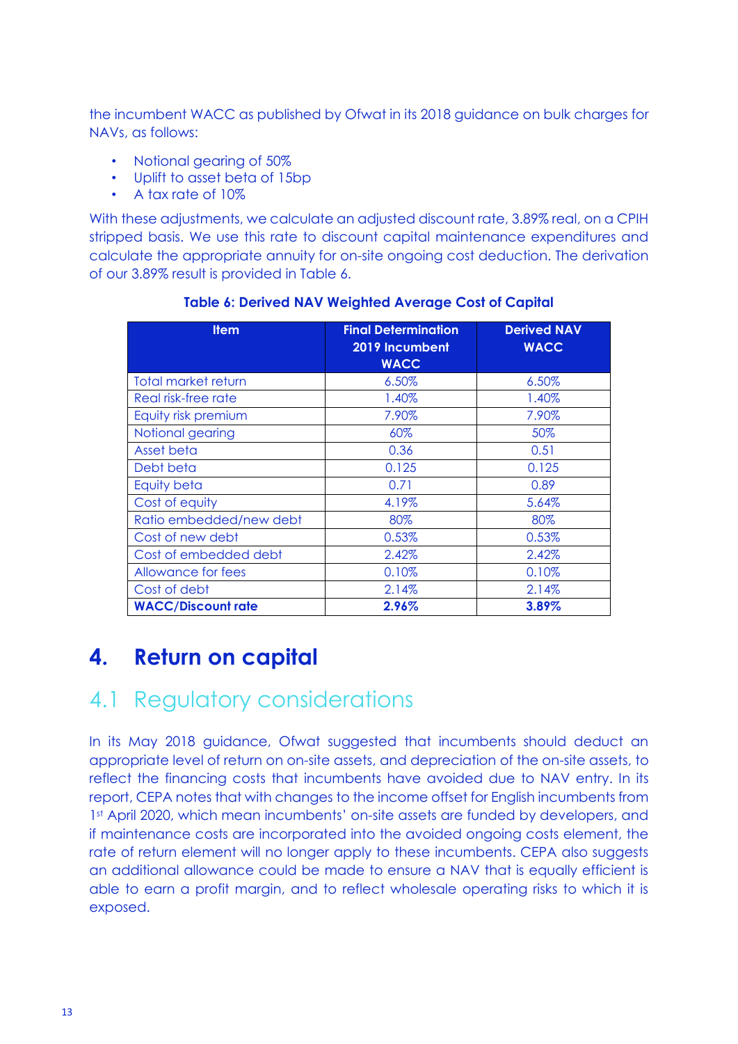the incumbent WACC as published by Ofwat in its 2018 guidance on bulk charges for NAVs, as follows:

- Notional gearing of 50%
- Uplift to asset beta of 15bp
- A tax rate of 10%

With these adjustments, we calculate an adjusted discount rate, 3.89% real, on a CPIH stripped basis. We use this rate to discount capital maintenance expenditures and calculate the appropriate annuity for on-site ongoing cost deduction. The derivation of our 3.89% result is provided in Table 6.

**Table 6: Derived NAV Weighted Average Cost of Capital**

| Item | Final Determination 2019 Incumbent WACC | Derived NAV WACC |
|---|---|---|
| Total market return | 6.50% | 6.50% |
| Real risk-free rate | 1.40% | 1.40% |
| Equity risk premium | 7.90% | 7.90% |
| Notional gearing | 60% | 50% |
| Asset beta | 0.36 | 0.51 |
| Debt beta | 0.125 | 0.125 |
| Equity beta | 0.71 | 0.89 |
| Cost of equity | 4.19% | 5.64% |
| Ratio embedded/new debt | 80% | 80% |
| Cost of new debt | 0.53% | 0.53% |
| Cost of embedded debt | 2.42% | 2.42% |
| Allowance for fees | 0.10% | 0.10% |
| Cost of debt | 2.14% | 2.14% |
| **WACC/Discount rate** | **2.96%** | **3.89%** |

# 4. Return on capital

## 4.1 Regulatory considerations

In its May 2018 guidance, Ofwat suggested that incumbents should deduct an appropriate level of return on on-site assets, and depreciation of the on-site assets, to reflect the financing costs that incumbents have avoided due to NAV entry. In its report, CEPA notes that with changes to the income offset for English incumbents from 1st April 2020, which mean incumbents' on-site assets are funded by developers, and if maintenance costs are incorporated into the avoided ongoing costs element, the rate of return element will no longer apply to these incumbents. CEPA also suggests an additional allowance could be made to ensure a NAV that is equally efficient is able to earn a profit margin, and to reflect wholesale operating risks to which it is exposed.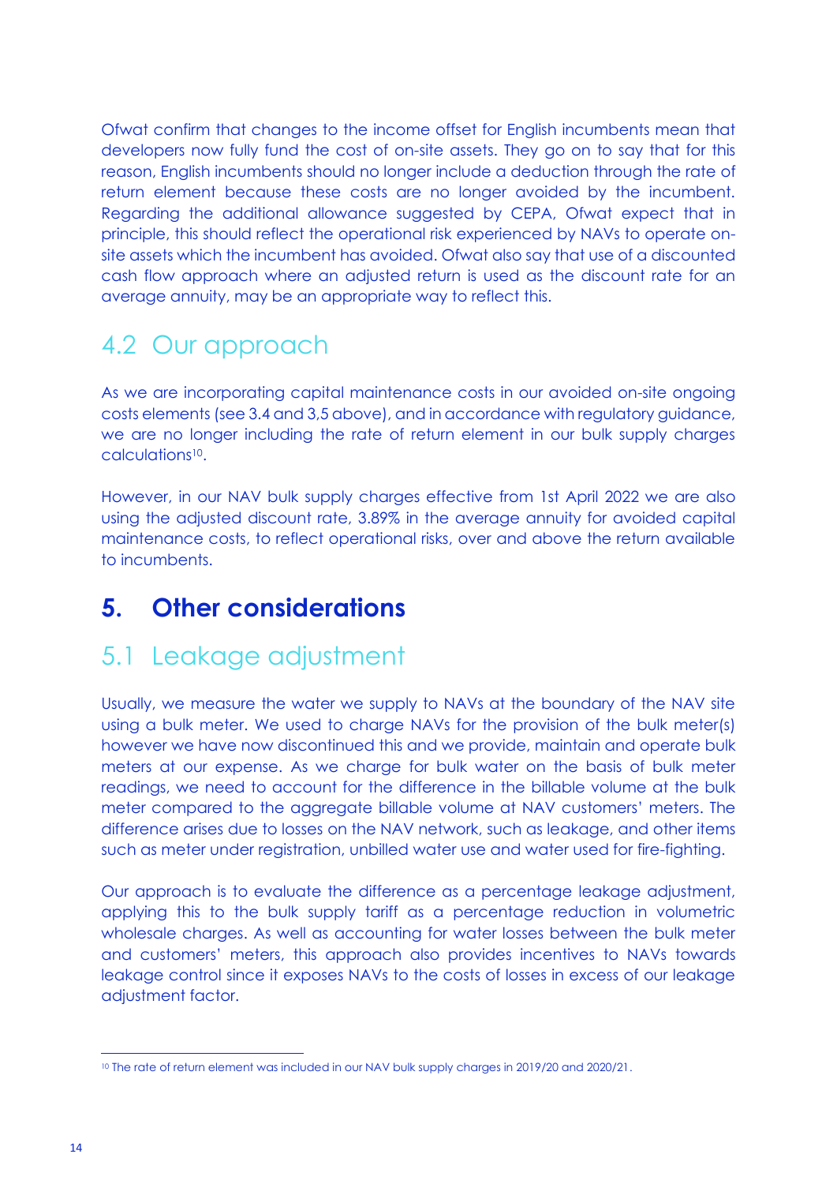Ofwat confirm that changes to the income offset for English incumbents mean that developers now fully fund the cost of on-site assets. They go on to say that for this reason, English incumbents should no longer include a deduction through the rate of return element because these costs are no longer avoided by the incumbent. Regarding the additional allowance suggested by CEPA, Ofwat expect that in principle, this should reflect the operational risk experienced by NAVs to operate on-site assets which the incumbent has avoided. Ofwat also say that use of a discounted cash flow approach where an adjusted return is used as the discount rate for an average annuity, may be an appropriate way to reflect this.

## 4.2 Our approach

As we are incorporating capital maintenance costs in our avoided on-site ongoing costs elements (see 3.4 and 3,5 above), and in accordance with regulatory guidance, we are no longer including the rate of return element in our bulk supply charges calculations[10].

However, in our NAV bulk supply charges effective from 1st April 2022 we are also using the adjusted discount rate, 3.89% in the average annuity for avoided capital maintenance costs, to reflect operational risks, over and above the return available to incumbents.

# 5. Other considerations

## 5.1 Leakage adjustment

Usually, we measure the water we supply to NAVs at the boundary of the NAV site using a bulk meter. We used to charge NAVs for the provision of the bulk meter(s) however we have now discontinued this and we provide, maintain and operate bulk meters at our expense. As we charge for bulk water on the basis of bulk meter readings, we need to account for the difference in the billable volume at the bulk meter compared to the aggregate billable volume at NAV customers' meters. The difference arises due to losses on the NAV network, such as leakage, and other items such as meter under registration, unbilled water use and water used for fire-fighting.

Our approach is to evaluate the difference as a percentage leakage adjustment, applying this to the bulk supply tariff as a percentage reduction in volumetric wholesale charges. As well as accounting for water losses between the bulk meter and customers' meters, this approach also provides incentives to NAVs towards leakage control since it exposes NAVs to the costs of losses in excess of our leakage adjustment factor.

---

[10] The rate of return element was included in our NAV bulk supply charges in 2019/20 and 2020/21.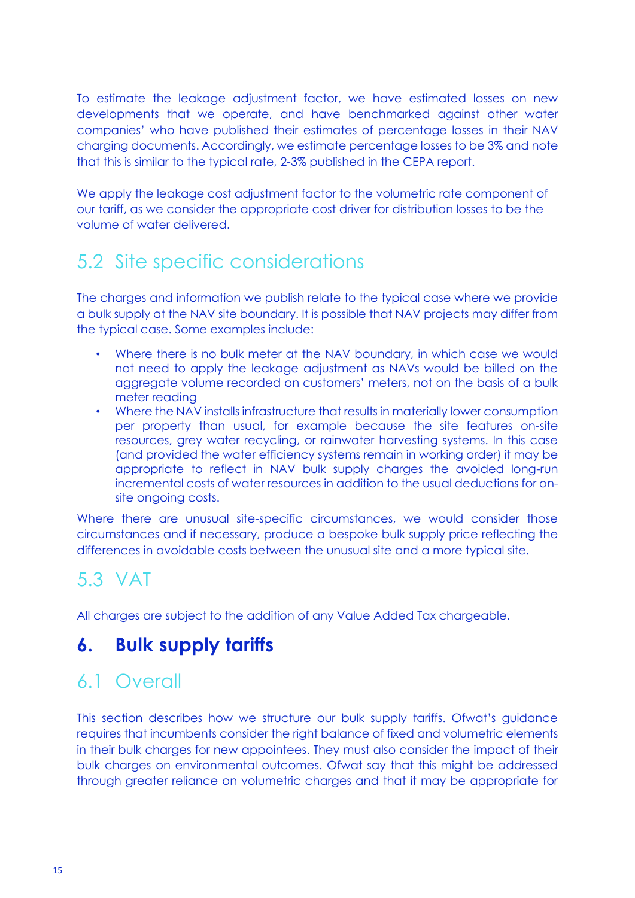To estimate the leakage adjustment factor, we have estimated losses on new developments that we operate, and have benchmarked against other water companies' who have published their estimates of percentage losses in their NAV charging documents. Accordingly, we estimate percentage losses to be 3% and note that this is similar to the typical rate, 2-3% published in the CEPA report.

We apply the leakage cost adjustment factor to the volumetric rate component of our tariff, as we consider the appropriate cost driver for distribution losses to be the volume of water delivered.

## 5.2 Site specific considerations

The charges and information we publish relate to the typical case where we provide a bulk supply at the NAV site boundary. It is possible that NAV projects may differ from the typical case. Some examples include:

- Where there is no bulk meter at the NAV boundary, in which case we would not need to apply the leakage adjustment as NAVs would be billed on the aggregate volume recorded on customers' meters, not on the basis of a bulk meter reading
- Where the NAV installs infrastructure that results in materially lower consumption per property than usual, for example because the site features on-site resources, grey water recycling, or rainwater harvesting systems. In this case (and provided the water efficiency systems remain in working order) it may be appropriate to reflect in NAV bulk supply charges the avoided long-run incremental costs of water resources in addition to the usual deductions for on-site ongoing costs.

Where there are unusual site-specific circumstances, we would consider those circumstances and if necessary, produce a bespoke bulk supply price reflecting the differences in avoidable costs between the unusual site and a more typical site.

## 5.3 VAT

All charges are subject to the addition of any Value Added Tax chargeable.

# 6. Bulk supply tariffs

## 6.1 Overall

This section describes how we structure our bulk supply tariffs. Ofwat's guidance requires that incumbents consider the right balance of fixed and volumetric elements in their bulk charges for new appointees. They must also consider the impact of their bulk charges on environmental outcomes. Ofwat say that this might be addressed through greater reliance on volumetric charges and that it may be appropriate for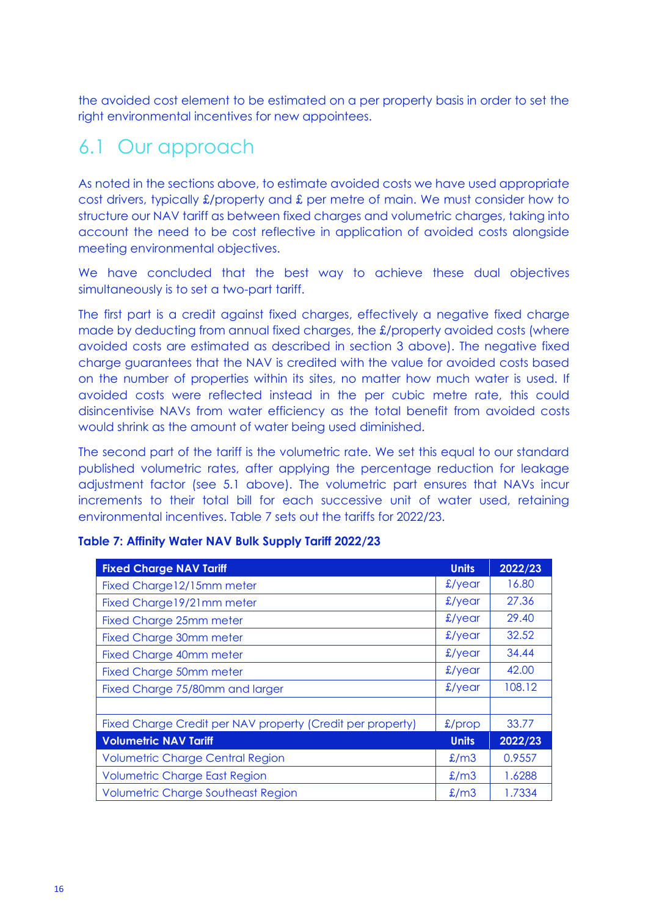the avoided cost element to be estimated on a per property basis in order to set the right environmental incentives for new appointees.

## 6.1 Our approach

As noted in the sections above, to estimate avoided costs we have used appropriate cost drivers, typically £/property and £ per metre of main. We must consider how to structure our NAV tariff as between fixed charges and volumetric charges, taking into account the need to be cost reflective in application of avoided costs alongside meeting environmental objectives.

We have concluded that the best way to achieve these dual objectives simultaneously is to set a two-part tariff.

The first part is a credit against fixed charges, effectively a negative fixed charge made by deducting from annual fixed charges, the £/property avoided costs (where avoided costs are estimated as described in section 3 above). The negative fixed charge guarantees that the NAV is credited with the value for avoided costs based on the number of properties within its sites, no matter how much water is used. If avoided costs were reflected instead in the per cubic metre rate, this could disincentivise NAVs from water efficiency as the total benefit from avoided costs would shrink as the amount of water being used diminished.

The second part of the tariff is the volumetric rate. We set this equal to our standard published volumetric rates, after applying the percentage reduction for leakage adjustment factor (see 5.1 above). The volumetric part ensures that NAVs incur increments to their total bill for each successive unit of water used, retaining environmental incentives. Table 7 sets out the tariffs for 2022/23.

**Table 7: Affinity Water NAV Bulk Supply Tariff 2022/23**

| Fixed Charge NAV Tariff | Units | 2022/23 |
|---|---|---|
| Fixed Charge12/15mm meter | £/year | 16.80 |
| Fixed Charge19/21mm meter | £/year | 27.36 |
| Fixed Charge 25mm meter | £/year | 29.40 |
| Fixed Charge 30mm meter | £/year | 32.52 |
| Fixed Charge 40mm meter | £/year | 34.44 |
| Fixed Charge 50mm meter | £/year | 42.00 |
| Fixed Charge 75/80mm and larger | £/year | 108.12 |
| | | |
| Fixed Charge Credit per NAV property (Credit per property) | £/prop | 33.77 |
| **Volumetric NAV Tariff** | **Units** | **2022/23** |
| Volumetric Charge Central Region | £/m3 | 0.9557 |
| Volumetric Charge East Region | £/m3 | 1.6288 |
| Volumetric Charge Southeast Region | £/m3 | 1.7334 |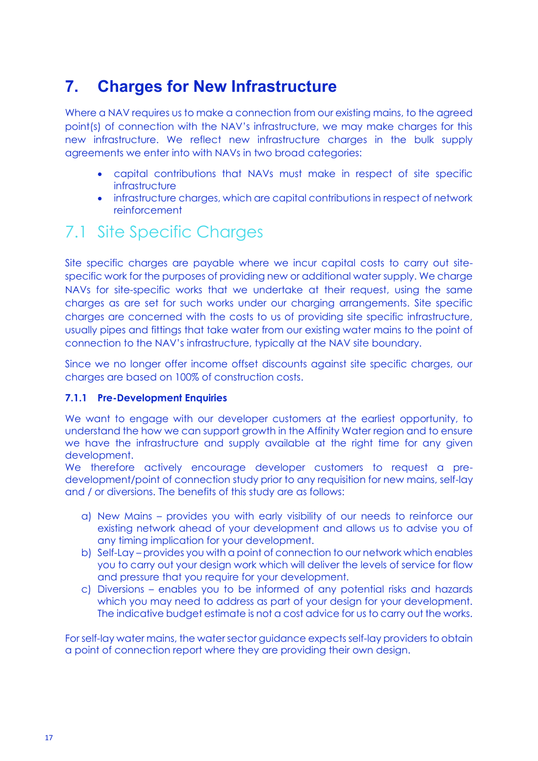# 7. Charges for New Infrastructure

Where a NAV requires us to make a connection from our existing mains, to the agreed point(s) of connection with the NAV's infrastructure, we may make charges for this new infrastructure. We reflect new infrastructure charges in the bulk supply agreements we enter into with NAVs in two broad categories:

- capital contributions that NAVs must make in respect of site specific infrastructure
- infrastructure charges, which are capital contributions in respect of network reinforcement

## 7.1 Site Specific Charges

Site specific charges are payable where we incur capital costs to carry out site-specific work for the purposes of providing new or additional water supply. We charge NAVs for site-specific works that we undertake at their request, using the same charges as are set for such works under our charging arrangements. Site specific charges are concerned with the costs to us of providing site specific infrastructure, usually pipes and fittings that take water from our existing water mains to the point of connection to the NAV's infrastructure, typically at the NAV site boundary.

Since we no longer offer income offset discounts against site specific charges, our charges are based on 100% of construction costs.

### 7.1.1 Pre-Development Enquiries

We want to engage with our developer customers at the earliest opportunity, to understand the how we can support growth in the Affinity Water region and to ensure we have the infrastructure and supply available at the right time for any given development.

We therefore actively encourage developer customers to request a pre-development/point of connection study prior to any requisition for new mains, self-lay and / or diversions. The benefits of this study are as follows:

a) New Mains – provides you with early visibility of our needs to reinforce our existing network ahead of your development and allows us to advise you of any timing implication for your development.
b) Self-Lay – provides you with a point of connection to our network which enables you to carry out your design work which will deliver the levels of service for flow and pressure that you require for your development.
c) Diversions – enables you to be informed of any potential risks and hazards which you may need to address as part of your design for your development. The indicative budget estimate is not a cost advice for us to carry out the works.

For self-lay water mains, the water sector guidance expects self-lay providers to obtain a point of connection report where they are providing their own design.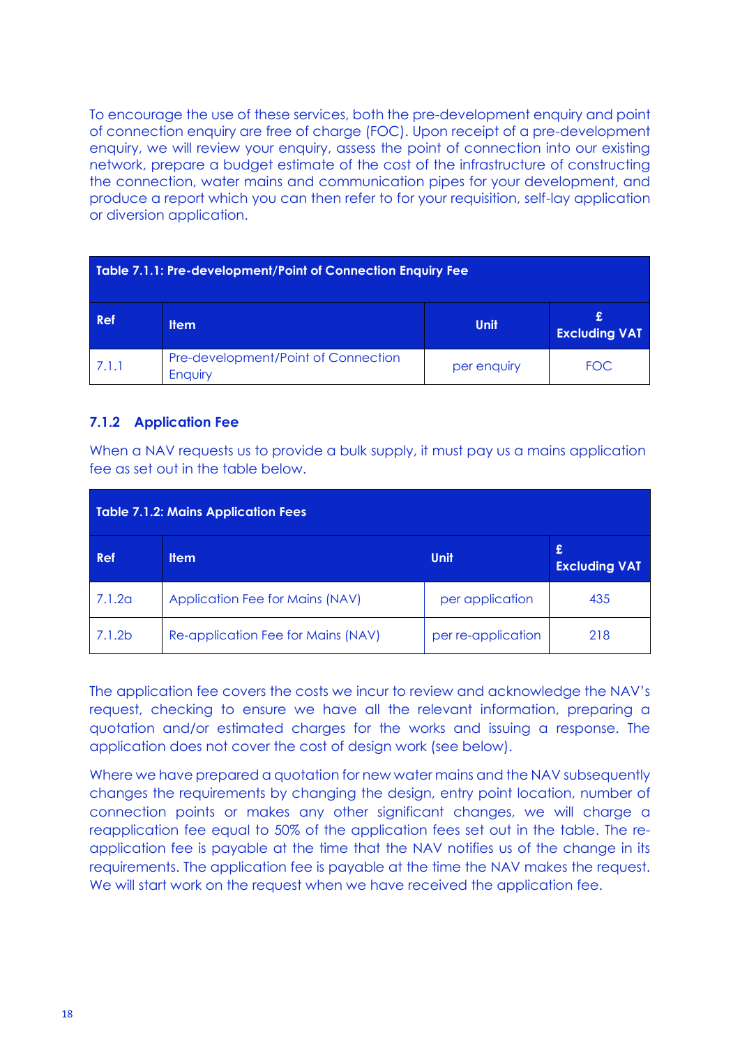To encourage the use of these services, both the pre-development enquiry and point of connection enquiry are free of charge (FOC). Upon receipt of a pre-development enquiry, we will review your enquiry, assess the point of connection into our existing network, prepare a budget estimate of the cost of the infrastructure of constructing the connection, water mains and communication pipes for your development, and produce a report which you can then refer to for your requisition, self-lay application or diversion application.

**Table 7.1.1: Pre-development/Point of Connection Enquiry Fee**

| Ref | Item | Unit | £ Excluding VAT |
|---|---|---|---|
| 7.1.1 | Pre-development/Point of Connection Enquiry | per enquiry | FOC |

### 7.1.2 Application Fee

When a NAV requests us to provide a bulk supply, it must pay us a mains application fee as set out in the table below.

**Table 7.1.2: Mains Application Fees**

| Ref | Item | Unit | £ Excluding VAT |
|---|---|---|---|
| 7.1.2a | Application Fee for Mains (NAV) | per application | 435 |
| 7.1.2b | Re-application Fee for Mains (NAV) | per re-application | 218 |

The application fee covers the costs we incur to review and acknowledge the NAV's request, checking to ensure we have all the relevant information, preparing a quotation and/or estimated charges for the works and issuing a response. The application does not cover the cost of design work (see below).

Where we have prepared a quotation for new water mains and the NAV subsequently changes the requirements by changing the design, entry point location, number of connection points or makes any other significant changes, we will charge a reapplication fee equal to 50% of the application fees set out in the table. The re-application fee is payable at the time that the NAV notifies us of the change in its requirements. The application fee is payable at the time the NAV makes the request. We will start work on the request when we have received the application fee.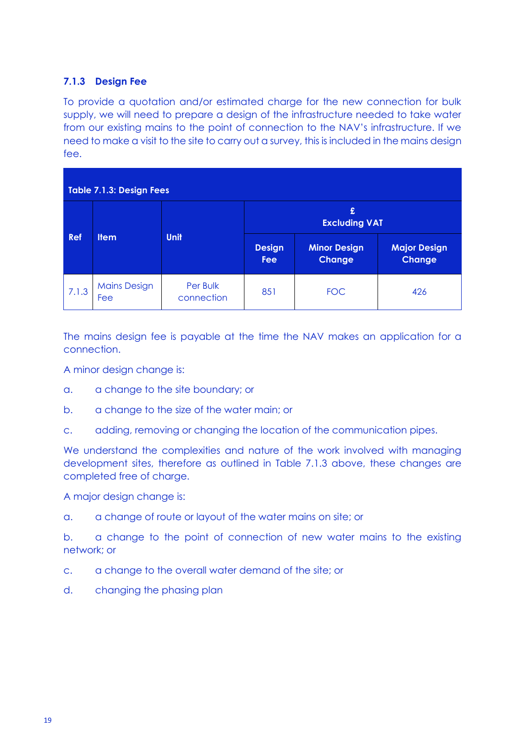### 7.1.3 Design Fee

To provide a quotation and/or estimated charge for the new connection for bulk supply, we will need to prepare a design of the infrastructure needed to take water from our existing mains to the point of connection to the NAV's infrastructure. If we need to make a visit to the site to carry out a survey, this is included in the mains design fee.

| Table 7.1.3: Design Fees | | | | | |
|---|---|---|---|---|---|
| Ref | Item | Unit | £ Excluding VAT | | |
| | | | Design Fee | Minor Design Change | Major Design Change |
| 7.1.3 | Mains Design Fee | Per Bulk connection | 851 | FOC | 426 |

The mains design fee is payable at the time the NAV makes an application for a connection.

A minor design change is:

a. a change to the site boundary; or

b. a change to the size of the water main; or

c. adding, removing or changing the location of the communication pipes.

We understand the complexities and nature of the work involved with managing development sites, therefore as outlined in Table 7.1.3 above, these changes are completed free of charge.

A major design change is:

a. a change of route or layout of the water mains on site; or

b. a change to the point of connection of new water mains to the existing network; or

c. a change to the overall water demand of the site; or

d. changing the phasing plan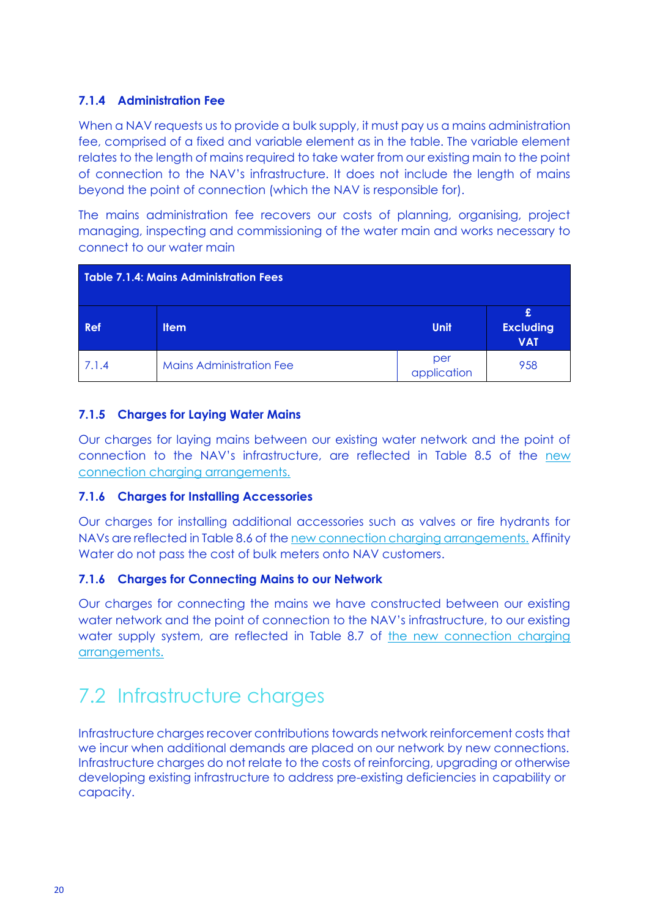### 7.1.4 Administration Fee

When a NAV requests us to provide a bulk supply, it must pay us a mains administration fee, comprised of a fixed and variable element as in the table. The variable element relates to the length of mains required to take water from our existing main to the point of connection to the NAV's infrastructure. It does not include the length of mains beyond the point of connection (which the NAV is responsible for).

The mains administration fee recovers our costs of planning, organising, project managing, inspecting and commissioning of the water main and works necessary to connect to our water main

**Table 7.1.4: Mains Administration Fees**

| Ref | Item | Unit | £ Excluding VAT |
|---|---|---|---|
| 7.1.4 | Mains Administration Fee | per application | 958 |

### 7.1.5 Charges for Laying Water Mains

Our charges for laying mains between our existing water network and the point of connection to the NAV's infrastructure, are reflected in Table 8.5 of the new connection charging arrangements.

### 7.1.6 Charges for Installing Accessories

Our charges for installing additional accessories such as valves or fire hydrants for NAVs are reflected in Table 8.6 of the new connection charging arrangements. Affinity Water do not pass the cost of bulk meters onto NAV customers.

### 7.1.6 Charges for Connecting Mains to our Network

Our charges for connecting the mains we have constructed between our existing water network and the point of connection to the NAV's infrastructure, to our existing water supply system, are reflected in Table 8.7 of the new connection charging arrangements.

## 7.2 Infrastructure charges

Infrastructure charges recover contributions towards network reinforcement costs that we incur when additional demands are placed on our network by new connections. Infrastructure charges do not relate to the costs of reinforcing, upgrading or otherwise developing existing infrastructure to address pre-existing deficiencies in capability or capacity.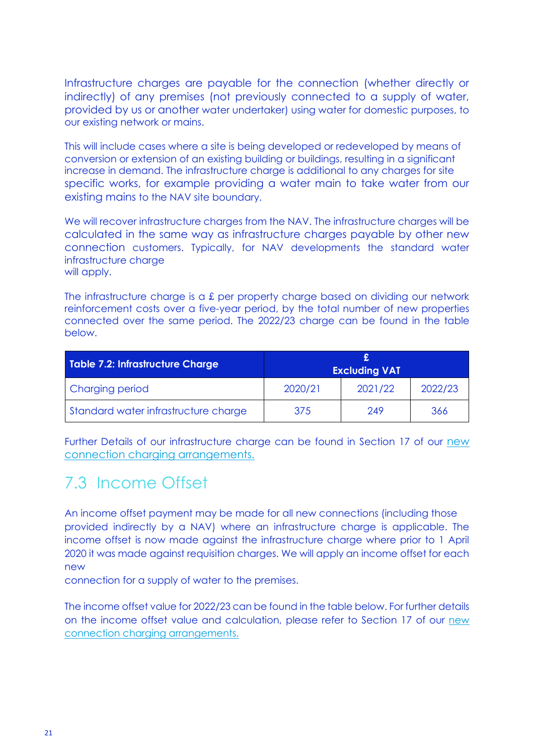Infrastructure charges are payable for the connection (whether directly or indirectly) of any premises (not previously connected to a supply of water, provided by us or another water undertaker) using water for domestic purposes, to our existing network or mains.

This will include cases where a site is being developed or redeveloped by means of conversion or extension of an existing building or buildings, resulting in a significant increase in demand. The infrastructure charge is additional to any charges for site specific works, for example providing a water main to take water from our existing mains to the NAV site boundary.

We will recover infrastructure charges from the NAV. The infrastructure charges will be calculated in the same way as infrastructure charges payable by other new connection customers. Typically, for NAV developments the standard water infrastructure charge will apply.

The infrastructure charge is a £ per property charge based on dividing our network reinforcement costs over a five-year period, by the total number of new properties connected over the same period. The 2022/23 charge can be found in the table below.

| Table 7.2: Infrastructure Charge | £ Excluding VAT | | |
| --- | --- | --- | --- |
| Charging period | 2020/21 | 2021/22 | 2022/23 |
| Standard water infrastructure charge | 375 | 249 | 366 |

Further Details of our infrastructure charge can be found in Section 17 of our new connection charging arrangements.

## 7.3 Income Offset

An income offset payment may be made for all new connections (including those provided indirectly by a NAV) where an infrastructure charge is applicable. The income offset is now made against the infrastructure charge where prior to 1 April 2020 it was made against requisition charges. We will apply an income offset for each new connection for a supply of water to the premises.

The income offset value for 2022/23 can be found in the table below. For further details on the income offset value and calculation, please refer to Section 17 of our new connection charging arrangements.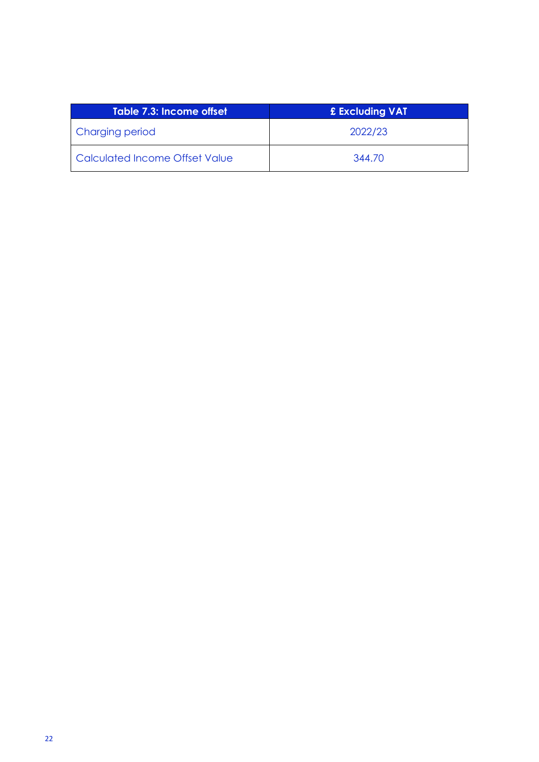| Table 7.3: Income offset | £ Excluding VAT |
| --- | --- |
| Charging period | 2022/23 |
| Calculated Income Offset Value | 344.70 |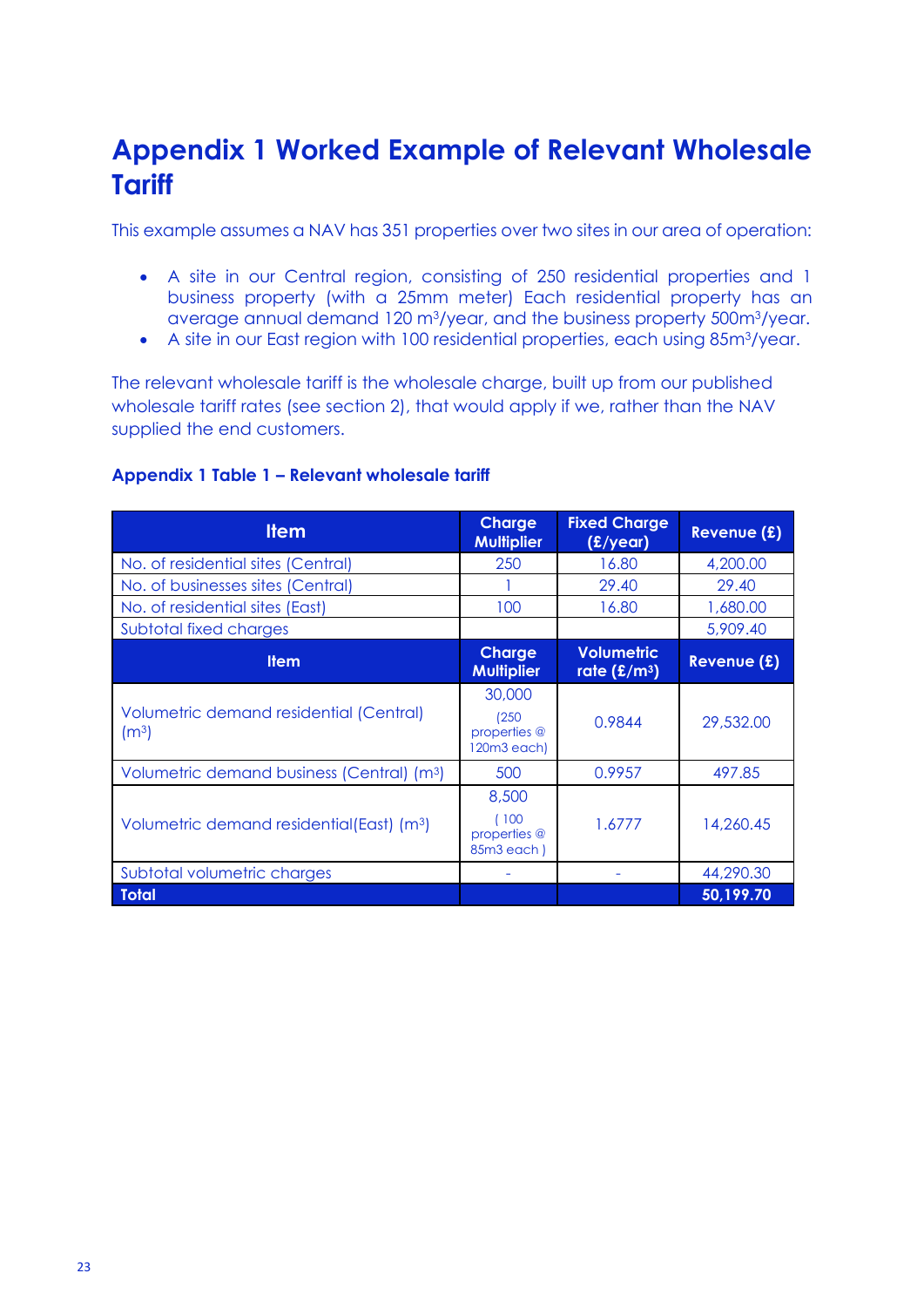# Appendix 1 Worked Example of Relevant Wholesale Tariff

This example assumes a NAV has 351 properties over two sites in our area of operation:

- A site in our Central region, consisting of 250 residential properties and 1 business property (with a 25mm meter) Each residential property has an average annual demand 120 $m^3$/year, and the business property 500$m^3$/year.
- A site in our East region with 100 residential properties, each using 85$m^3$/year.

The relevant wholesale tariff is the wholesale charge, built up from our published wholesale tariff rates (see section 2), that would apply if we, rather than the NAV supplied the end customers.

### Appendix 1 Table 1 – Relevant wholesale tariff

| Item | Charge Multiplier | Fixed Charge (£/year) | Revenue (£) |
|---|---|---|---|
| No. of residential sites (Central) | 250 | 16.80 | 4,200.00 |
| No. of businesses sites (Central) | 1 | 29.40 | 29.40 |
| No. of residential sites (East) | 100 | 16.80 | 1,680.00 |
| Subtotal fixed charges | | | 5,909.40 |
| **Item** | **Charge Multiplier** | **Volumetric rate (£/$m^3$)** | **Revenue (£)** |
| Volumetric demand residential (Central) ($m^3$) | 30,000 (250 properties @ 120m3 each) | 0.9844 | 29,532.00 |
| Volumetric demand business (Central) ($m^3$) | 500 | 0.9957 | 497.85 |
| Volumetric demand residential(East) ($m^3$) | 8,500 ( 100 properties @ 85m3 each ) | 1.6777 | 14,260.45 |
| Subtotal volumetric charges | - | - | 44,290.30 |
| **Total** | | | **50,199.70** |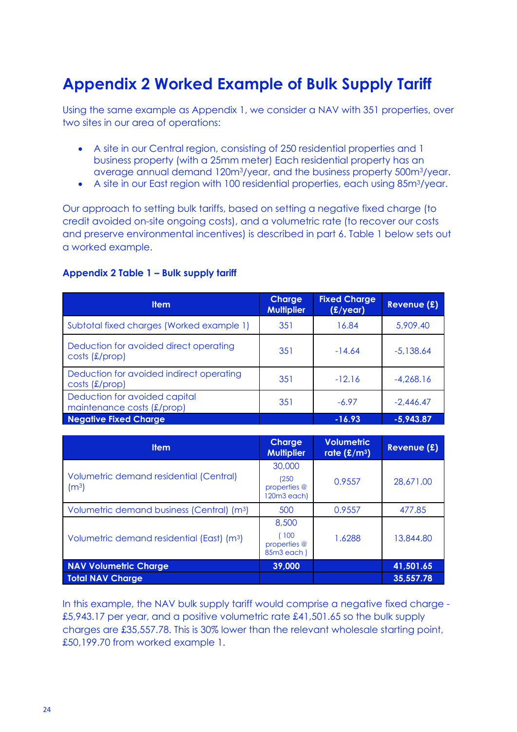# Appendix 2 Worked Example of Bulk Supply Tariff

Using the same example as Appendix 1, we consider a NAV with 351 properties, over two sites in our area of operations:

- A site in our Central region, consisting of 250 residential properties and 1 business property (with a 25mm meter) Each residential property has an average annual demand 120m³/year, and the business property 500m³/year.
- A site in our East region with 100 residential properties, each using 85m³/year.

Our approach to setting bulk tariffs, based on setting a negative fixed charge (to credit avoided on-site ongoing costs), and a volumetric rate (to recover our costs and preserve environmental incentives) is described in part 6. Table 1 below sets out a worked example.

### Appendix 2 Table 1 – Bulk supply tariff

| Item | Charge Multiplier | Fixed Charge (£/year) | Revenue (£) |
|---|---|---|---|
| Subtotal fixed charges (Worked example 1) | 351 | 16.84 | 5,909.40 |
| Deduction for avoided direct operating costs (£/prop) | 351 | -14.64 | -5,138.64 |
| Deduction for avoided indirect operating costs (£/prop) | 351 | -12.16 | -4,268.16 |
| Deduction for avoided capital maintenance costs (£/prop) | 351 | -6.97 | -2,446.47 |
| **Negative Fixed Charge** | | **-16.93** | **-5,943.87** |

| Item | Charge Multiplier | Volumetric rate (£/m³) | Revenue (£) |
|---|---|---|---|
| Volumetric demand residential (Central) (m³) | 30,000 (250 properties @ 120m3 each) | 0.9557 | 28,671.00 |
| Volumetric demand business (Central) (m³) | 500 | 0.9557 | 477.85 |
| Volumetric demand residential (East) (m³) | 8,500 ( 100 properties @ 85m3 each ) | 1.6288 | 13,844.80 |
| **NAV Volumetric Charge** | **39,000** | | **41,501.65** |
| **Total NAV Charge** | | | **35,557.78** |

In this example, the NAV bulk supply tariff would comprise a negative fixed charge - £5,943.17 per year, and a positive volumetric rate £41,501.65 so the bulk supply charges are £35,557.78. This is 30% lower than the relevant wholesale starting point, £50,199.70 from worked example 1.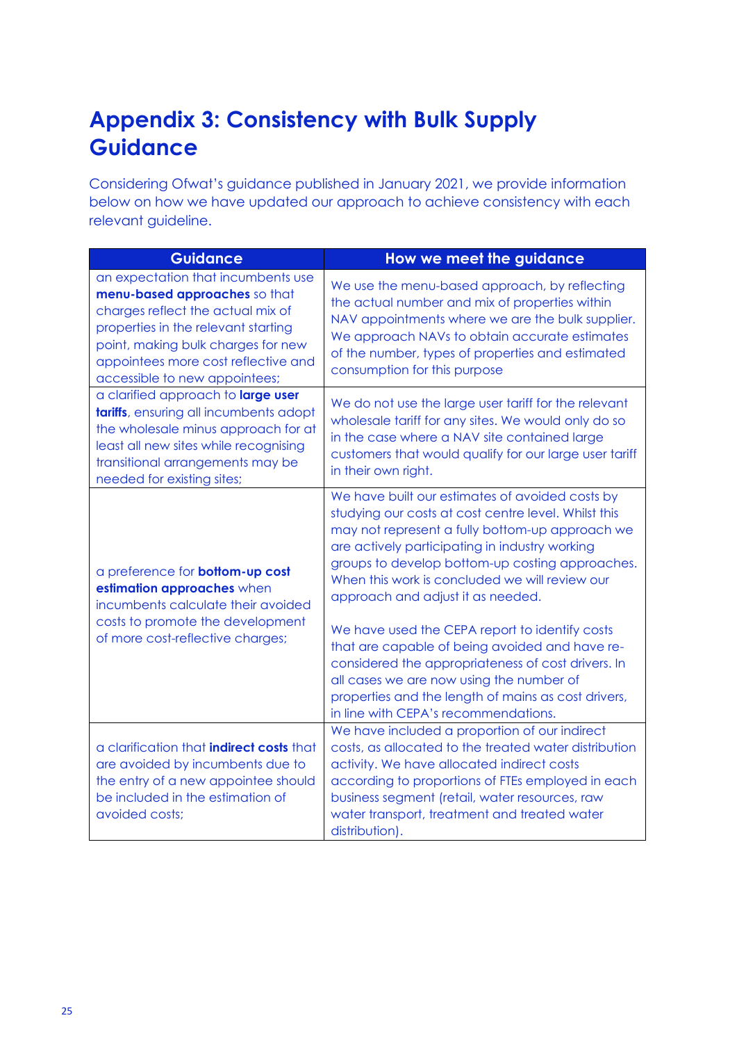# Appendix 3: Consistency with Bulk Supply Guidance

Considering Ofwat's guidance published in January 2021, we provide information below on how we have updated our approach to achieve consistency with each relevant guideline.

| Guidance | How we meet the guidance |
|---|---|
| an expectation that incumbents use **menu-based approaches** so that charges reflect the actual mix of properties in the relevant starting point, making bulk charges for new appointees more cost reflective and accessible to new appointees; | We use the menu-based approach, by reflecting the actual number and mix of properties within NAV appointments where we are the bulk supplier. We approach NAVs to obtain accurate estimates of the number, types of properties and estimated consumption for this purpose |
| a clarified approach to **large user tariffs**, ensuring all incumbents adopt the wholesale minus approach for at least all new sites while recognising transitional arrangements may be needed for existing sites; | We do not use the large user tariff for the relevant wholesale tariff for any sites. We would only do so in the case where a NAV site contained large customers that would qualify for our large user tariff in their own right. |
| a preference for **bottom-up cost estimation approaches** when incumbents calculate their avoided costs to promote the development of more cost-reflective charges; | We have built our estimates of avoided costs by studying our costs at cost centre level. Whilst this may not represent a fully bottom-up approach we are actively participating in industry working groups to develop bottom-up costing approaches. When this work is concluded we will review our approach and adjust it as needed.<br><br>We have used the CEPA report to identify costs that are capable of being avoided and have re-considered the appropriateness of cost drivers. In all cases we are now using the number of properties and the length of mains as cost drivers, in line with CEPA's recommendations. |
| a clarification that **indirect costs** that are avoided by incumbents due to the entry of a new appointee should be included in the estimation of avoided costs; | We have included a proportion of our indirect costs, as allocated to the treated water distribution activity. We have allocated indirect costs according to proportions of FTEs employed in each business segment (retail, water resources, raw water transport, treatment and treated water distribution). |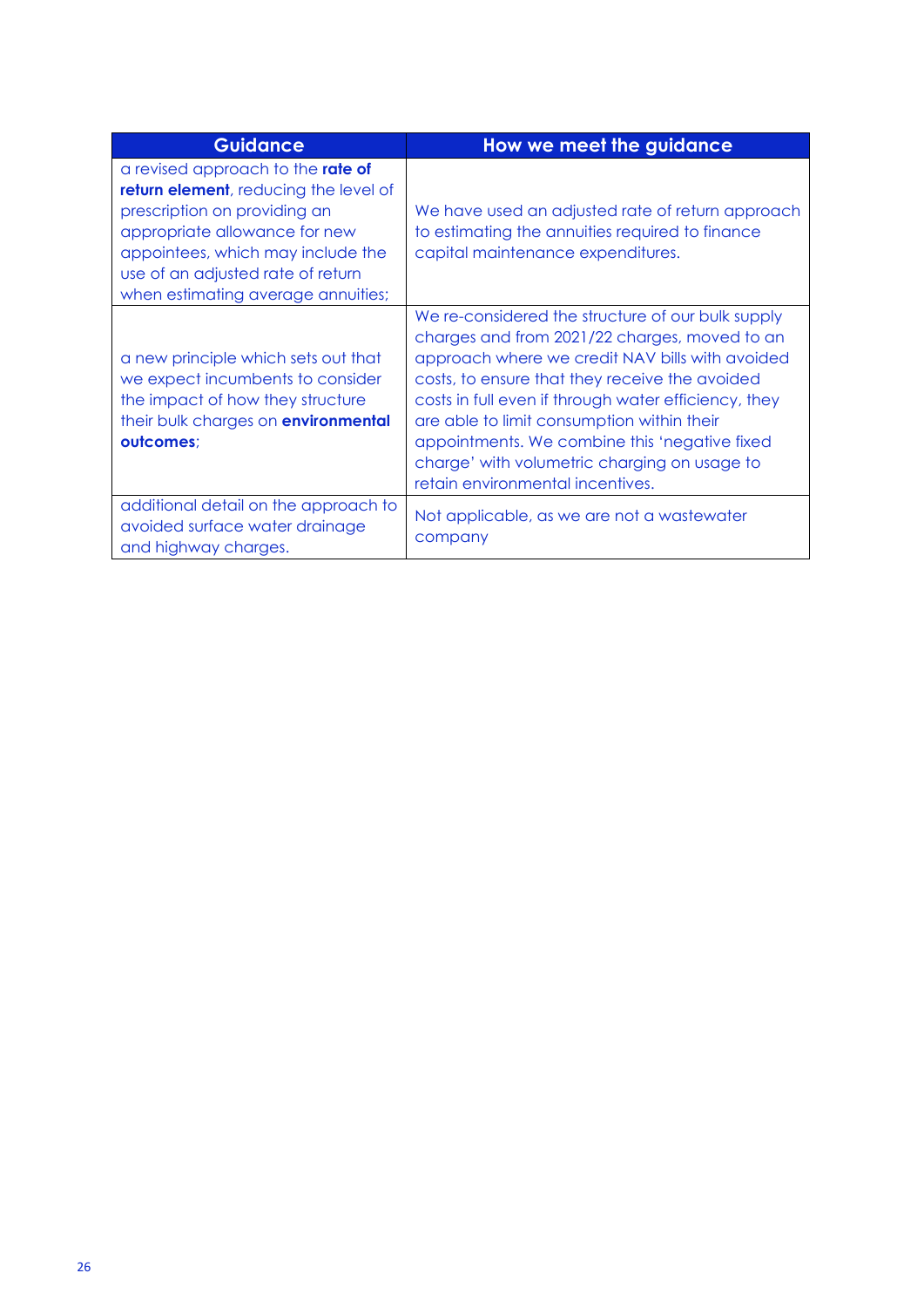| Guidance | How we meet the guidance |
| --- | --- |
| a revised approach to the **rate of return element**, reducing the level of prescription on providing an appropriate allowance for new appointees, which may include the use of an adjusted rate of return when estimating average annuities; | We have used an adjusted rate of return approach to estimating the annuities required to finance capital maintenance expenditures. |
| a new principle which sets out that we expect incumbents to consider the impact of how they structure their bulk charges on **environmental outcomes**; | We re-considered the structure of our bulk supply charges and from 2021/22 charges, moved to an approach where we credit NAV bills with avoided costs, to ensure that they receive the avoided costs in full even if through water efficiency, they are able to limit consumption within their appointments. We combine this 'negative fixed charge' with volumetric charging on usage to retain environmental incentives. |
| additional detail on the approach to avoided surface water drainage and highway charges. | Not applicable, as we are not a wastewater company |